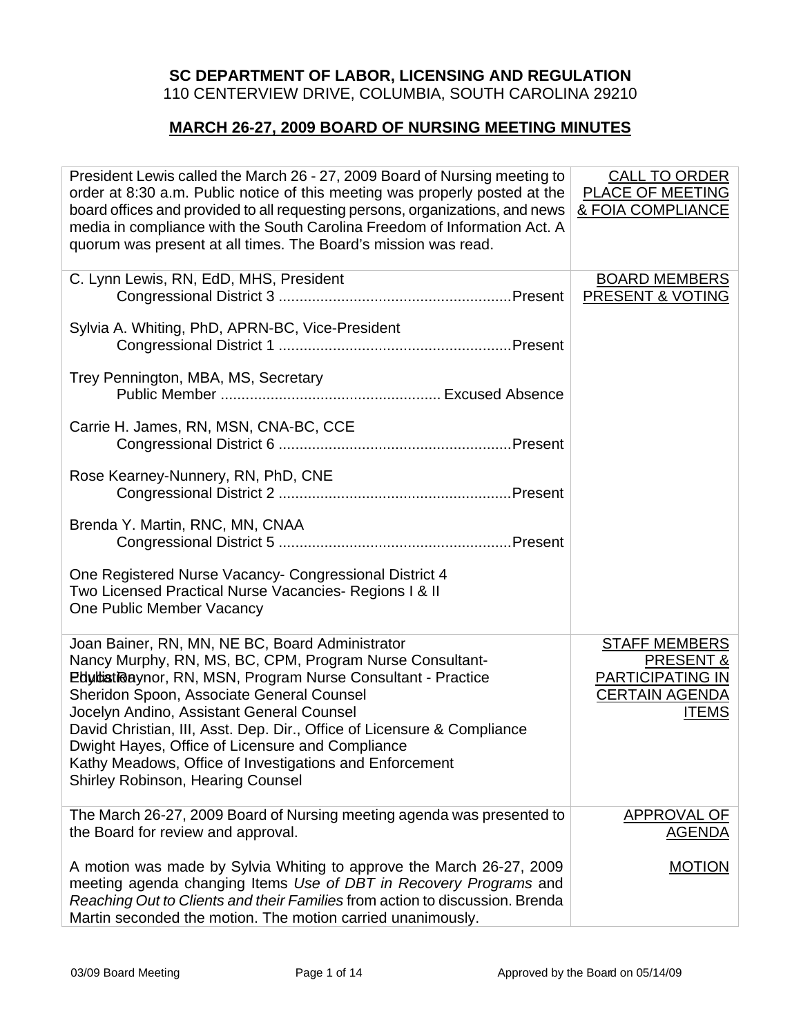**SC DEPARTMENT OF LABOR, LICENSING AND REGULATION**
110 CENTERVIEW DRIVE, COLUMBIA, SOUTH CAROLINA 29210

## MARCH 26-27, 2009 BOARD OF NURSING MEETING MINUTES

| | |
|---|---|
| President Lewis called the March 26 - 27, 2009 Board of Nursing meeting to order at 8:30 a.m. Public notice of this meeting was properly posted at the board offices and provided to all requesting persons, organizations, and news media in compliance with the South Carolina Freedom of Information Act. A quorum was present at all times. The Board's mission was read. | CALL TO ORDER PLACE OF MEETING & FOIA COMPLIANCE |
| C. Lynn Lewis, RN, EdD, MHS, President<br>Congressional District 3 ........................................................Present<br><br>Sylvia A. Whiting, PhD, APRN-BC, Vice-President<br>Congressional District 1 ........................................................Present<br><br>Trey Pennington, MBA, MS, Secretary<br>Public Member ..................................................... Excused Absence<br><br>Carrie H. James, RN, MSN, CNA-BC, CCE<br>Congressional District 6 ........................................................Present<br><br>Rose Kearney-Nunnery, RN, PhD, CNE<br>Congressional District 2 ........................................................Present<br><br>Brenda Y. Martin, RNC, MN, CNAA<br>Congressional District 5 ........................................................Present<br><br>One Registered Nurse Vacancy- Congressional District 4<br>Two Licensed Practical Nurse Vacancies- Regions I & II<br>One Public Member Vacancy | BOARD MEMBERS PRESENT & VOTING |
| Joan Bainer, RN, MN, NE BC, Board Administrator<br>Nancy Murphy, RN, MS, BC, CPM, Program Nurse Consultant-Education<br>Phyllis Raynor, RN, MSN, Program Nurse Consultant - Practice<br>Sheridon Spoon, Associate General Counsel<br>Jocelyn Andino, Assistant General Counsel<br>David Christian, III, Asst. Dep. Dir., Office of Licensure & Compliance<br>Dwight Hayes, Office of Licensure and Compliance<br>Kathy Meadows, Office of Investigations and Enforcement<br>Shirley Robinson, Hearing Counsel | STAFF MEMBERS PRESENT & PARTICIPATING IN CERTAIN AGENDA ITEMS |
| The March 26-27, 2009 Board of Nursing meeting agenda was presented to the Board for review and approval. | APPROVAL OF AGENDA |
| A motion was made by Sylvia Whiting to approve the March 26-27, 2009 meeting agenda changing Items *Use of DBT in Recovery Programs* and *Reaching Out to Clients and their Families* from action to discussion. Brenda Martin seconded the motion. The motion carried unanimously. | MOTION |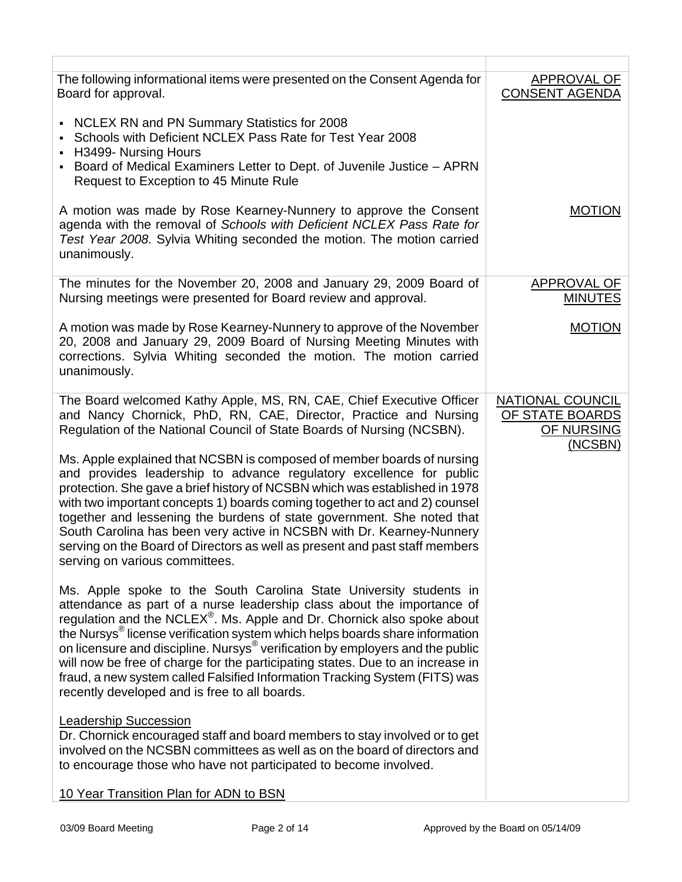| | |
|---|---|
| The following informational items were presented on the Consent Agenda for Board for approval.<br><br>- NCLEX RN and PN Summary Statistics for 2008<br>- Schools with Deficient NCLEX Pass Rate for Test Year 2008<br>- H3499- Nursing Hours<br>- Board of Medical Examiners Letter to Dept. of Juvenile Justice – APRN Request to Exception to 45 Minute Rule | APPROVAL OF CONSENT AGENDA |
| A motion was made by Rose Kearney-Nunnery to approve the Consent agenda with the removal of *Schools with Deficient NCLEX Pass Rate for Test Year 2008.* Sylvia Whiting seconded the motion. The motion carried unanimously. | MOTION |
| The minutes for the November 20, 2008 and January 29, 2009 Board of Nursing meetings were presented for Board review and approval. | APPROVAL OF MINUTES |
| A motion was made by Rose Kearney-Nunnery to approve of the November 20, 2008 and January 29, 2009 Board of Nursing Meeting Minutes with corrections. Sylvia Whiting seconded the motion. The motion carried unanimously. | MOTION |
| The Board welcomed Kathy Apple, MS, RN, CAE, Chief Executive Officer and Nancy Chornick, PhD, RN, CAE, Director, Practice and Nursing Regulation of the National Council of State Boards of Nursing (NCSBN).<br><br>Ms. Apple explained that NCSBN is composed of member boards of nursing and provides leadership to advance regulatory excellence for public protection. She gave a brief history of NCSBN which was established in 1978 with two important concepts 1) boards coming together to act and 2) counsel together and lessening the burdens of state government. She noted that South Carolina has been very active in NCSBN with Dr. Kearney-Nunnery serving on the Board of Directors as well as present and past staff members serving on various committees.<br><br>Ms. Apple spoke to the South Carolina State University students in attendance as part of a nurse leadership class about the importance of regulation and the NCLEX®. Ms. Apple and Dr. Chornick also spoke about the Nursys® license verification system which helps boards share information on licensure and discipline. Nursys® verification by employers and the public will now be free of charge for the participating states. Due to an increase in fraud, a new system called Falsified Information Tracking System (FITS) was recently developed and is free to all boards.<br><br>Leadership Succession<br>Dr. Chornick encouraged staff and board members to stay involved or to get involved on the NCSBN committees as well as on the board of directors and to encourage those who have not participated to become involved.<br><br>10 Year Transition Plan for ADN to BSN | NATIONAL COUNCIL OF STATE BOARDS OF NURSING (NCSBN) |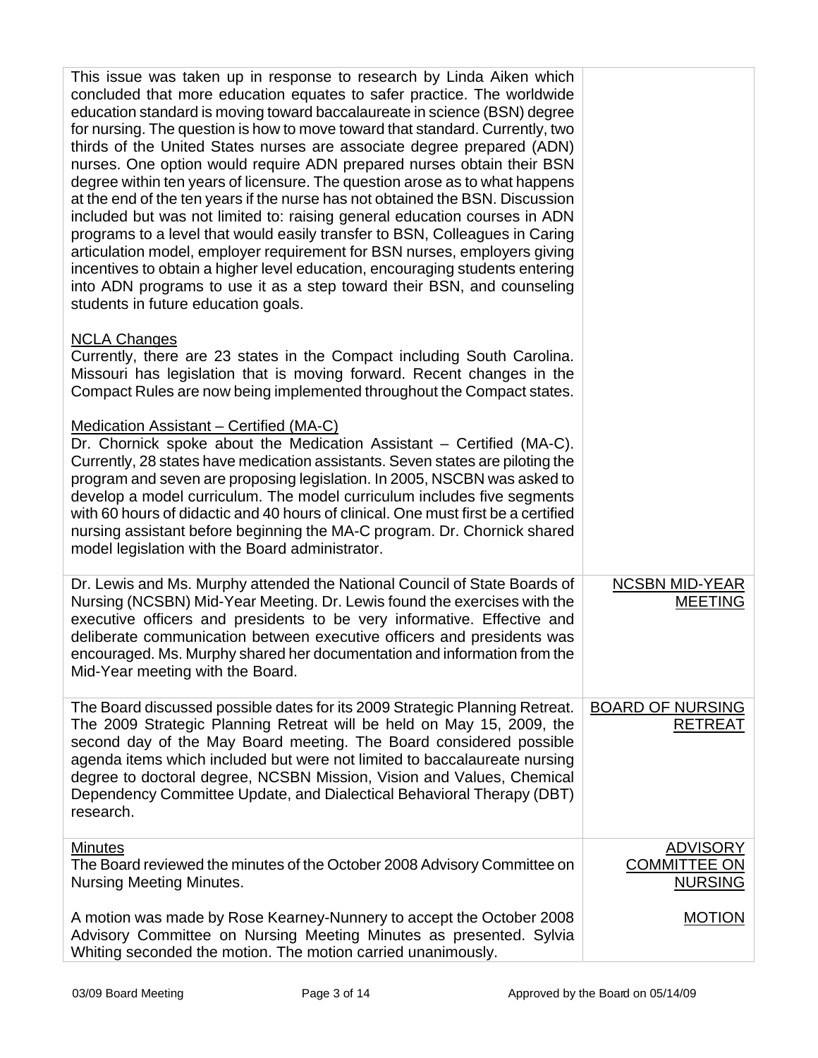| | |
|---|---|
| This issue was taken up in response to research by Linda Aiken which concluded that more education equates to safer practice. The worldwide education standard is moving toward baccalaureate in science (BSN) degree for nursing. The question is how to move toward that standard. Currently, two thirds of the United States nurses are associate degree prepared (ADN) nurses. One option would require ADN prepared nurses obtain their BSN degree within ten years of licensure. The question arose as to what happens at the end of the ten years if the nurse has not obtained the BSN. Discussion included but was not limited to: raising general education courses in ADN programs to a level that would easily transfer to BSN, Colleagues in Caring articulation model, employer requirement for BSN nurses, employers giving incentives to obtain a higher level education, encouraging students entering into ADN programs to use it as a step toward their BSN, and counseling students in future education goals.<br><br><u>NCLA Changes</u><br>Currently, there are 23 states in the Compact including South Carolina. Missouri has legislation that is moving forward. Recent changes in the Compact Rules are now being implemented throughout the Compact states.<br><br><u>Medication Assistant – Certified (MA-C)</u><br>Dr. Chornick spoke about the Medication Assistant – Certified (MA-C). Currently, 28 states have medication assistants. Seven states are piloting the program and seven are proposing legislation. In 2005, NSCBN was asked to develop a model curriculum. The model curriculum includes five segments with 60 hours of didactic and 40 hours of clinical. One must first be a certified nursing assistant before beginning the MA-C program. Dr. Chornick shared model legislation with the Board administrator. | |
| Dr. Lewis and Ms. Murphy attended the National Council of State Boards of Nursing (NCSBN) Mid-Year Meeting. Dr. Lewis found the exercises with the executive officers and presidents to be very informative. Effective and deliberate communication between executive officers and presidents was encouraged. Ms. Murphy shared her documentation and information from the Mid-Year meeting with the Board. | <u>NCSBN MID-YEAR MEETING</u> |
| The Board discussed possible dates for its 2009 Strategic Planning Retreat. The 2009 Strategic Planning Retreat will be held on May 15, 2009, the second day of the May Board meeting. The Board considered possible agenda items which included but were not limited to baccalaureate nursing degree to doctoral degree, NCSBN Mission, Vision and Values, Chemical Dependency Committee Update, and Dialectical Behavioral Therapy (DBT) research. | <u>BOARD OF NURSING RETREAT</u> |
| <u>Minutes</u><br>The Board reviewed the minutes of the October 2008 Advisory Committee on Nursing Meeting Minutes. | <u>ADVISORY COMMITTEE ON NURSING</u> |
| A motion was made by Rose Kearney-Nunnery to accept the October 2008 Advisory Committee on Nursing Meeting Minutes as presented. Sylvia Whiting seconded the motion. The motion carried unanimously. | <u>MOTION</u> |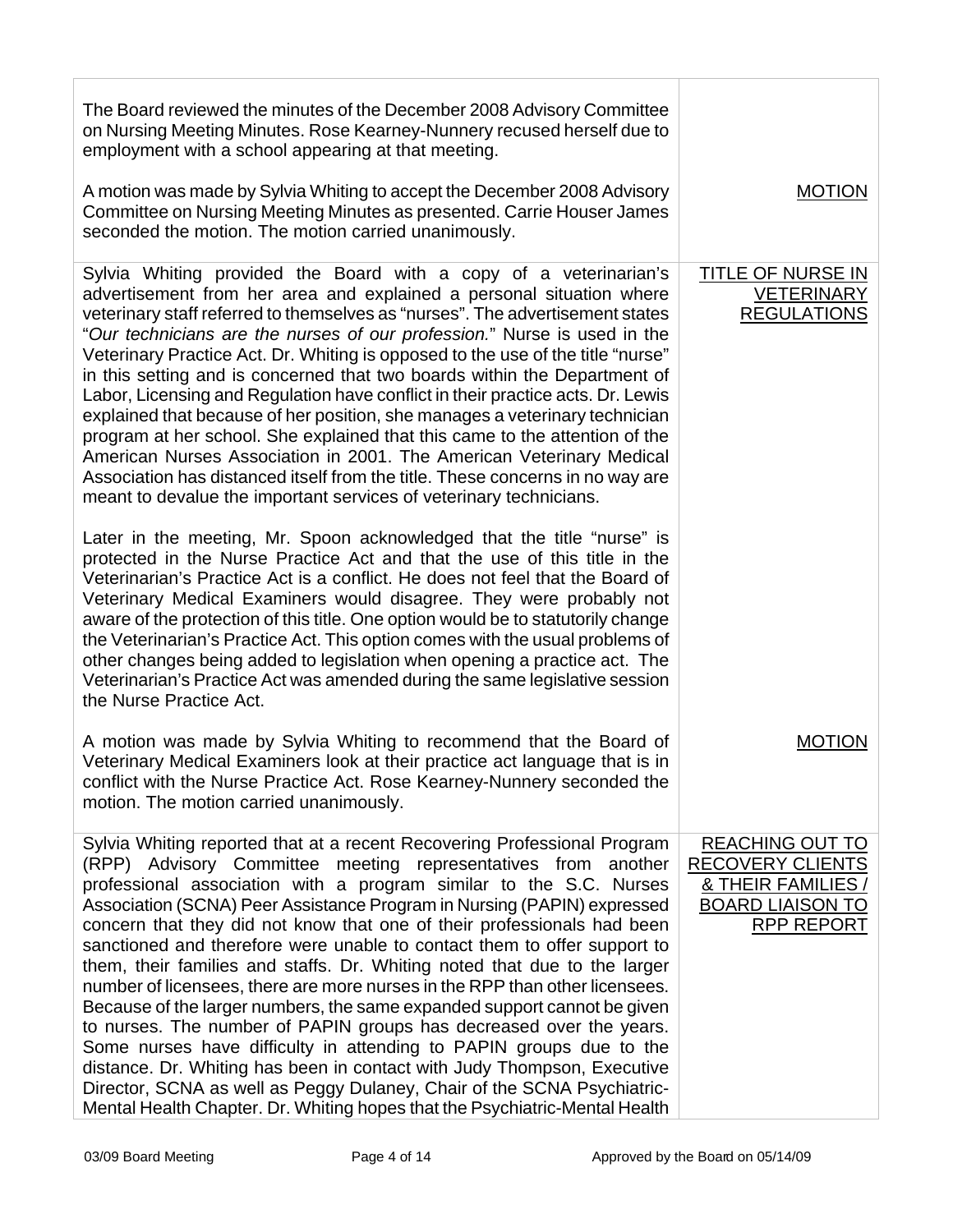| | |
|---|---|
| The Board reviewed the minutes of the December 2008 Advisory Committee on Nursing Meeting Minutes. Rose Kearney-Nunnery recused herself due to employment with a school appearing at that meeting.<br><br>A motion was made by Sylvia Whiting to accept the December 2008 Advisory Committee on Nursing Meeting Minutes as presented. Carrie Houser James seconded the motion. The motion carried unanimously. | <br><br><br>MOTION |
| Sylvia Whiting provided the Board with a copy of a veterinarian's advertisement from her area and explained a personal situation where veterinary staff referred to themselves as "nurses". The advertisement states "*Our technicians are the nurses of our profession.*" Nurse is used in the Veterinary Practice Act. Dr. Whiting is opposed to the use of the title "nurse" in this setting and is concerned that two boards within the Department of Labor, Licensing and Regulation have conflict in their practice acts. Dr. Lewis explained that because of her position, she manages a veterinary technician program at her school. She explained that this came to the attention of the American Nurses Association in 2001. The American Veterinary Medical Association has distanced itself from the title. These concerns in no way are meant to devalue the important services of veterinary technicians.<br><br>Later in the meeting, Mr. Spoon acknowledged that the title "nurse" is protected in the Nurse Practice Act and that the use of this title in the Veterinarian's Practice Act is a conflict. He does not feel that the Board of Veterinary Medical Examiners would disagree. They were probably not aware of the protection of this title. One option would be to statutorily change the Veterinarian's Practice Act. This option comes with the usual problems of other changes being added to legislation when opening a practice act. The Veterinarian's Practice Act was amended during the same legislative session the Nurse Practice Act.<br><br>A motion was made by Sylvia Whiting to recommend that the Board of Veterinary Medical Examiners look at their practice act language that is in conflict with the Nurse Practice Act. Rose Kearney-Nunnery seconded the motion. The motion carried unanimously. | TITLE OF NURSE IN VETERINARY REGULATIONS<br><br><br><br><br><br><br><br><br><br><br><br><br><br><br><br><br><br>MOTION |
| Sylvia Whiting reported that at a recent Recovering Professional Program (RPP) Advisory Committee meeting representatives from another professional association with a program similar to the S.C. Nurses Association (SCNA) Peer Assistance Program in Nursing (PAPIN) expressed concern that they did not know that one of their professionals had been sanctioned and therefore were unable to contact them to offer support to them, their families and staffs. Dr. Whiting noted that due to the larger number of licensees, there are more nurses in the RPP than other licensees. Because of the larger numbers, the same expanded support cannot be given to nurses. The number of PAPIN groups has decreased over the years. Some nurses have difficulty in attending to PAPIN groups due to the distance. Dr. Whiting has been in contact with Judy Thompson, Executive Director, SCNA as well as Peggy Dulaney, Chair of the SCNA Psychiatric-Mental Health Chapter. Dr. Whiting hopes that the Psychiatric-Mental Health | REACHING OUT TO RECOVERY CLIENTS & THEIR FAMILIES / BOARD LIAISON TO RPP REPORT |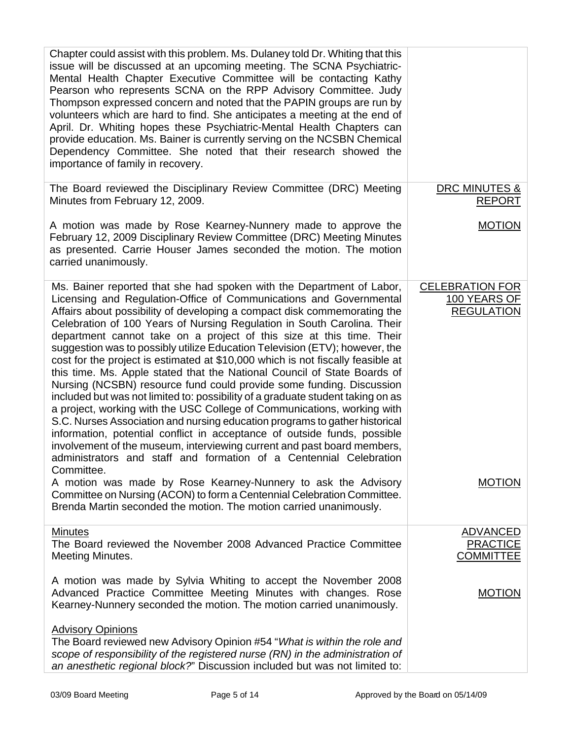| | |
|---|---|
| Chapter could assist with this problem. Ms. Dulaney told Dr. Whiting that this issue will be discussed at an upcoming meeting. The SCNA Psychiatric-Mental Health Chapter Executive Committee will be contacting Kathy Pearson who represents SCNA on the RPP Advisory Committee. Judy Thompson expressed concern and noted that the PAPIN groups are run by volunteers which are hard to find. She anticipates a meeting at the end of April. Dr. Whiting hopes these Psychiatric-Mental Health Chapters can provide education. Ms. Bainer is currently serving on the NCSBN Chemical Dependency Committee. She noted that their research showed the importance of family in recovery. | |
| The Board reviewed the Disciplinary Review Committee (DRC) Meeting Minutes from February 12, 2009.<br><br>A motion was made by Rose Kearney-Nunnery made to approve the February 12, 2009 Disciplinary Review Committee (DRC) Meeting Minutes as presented. Carrie Houser James seconded the motion. The motion carried unanimously. | DRC MINUTES & REPORT<br><br>MOTION |
| Ms. Bainer reported that she had spoken with the Department of Labor, Licensing and Regulation-Office of Communications and Governmental Affairs about possibility of developing a compact disk commemorating the Celebration of 100 Years of Nursing Regulation in South Carolina. Their department cannot take on a project of this size at this time. Their suggestion was to possibly utilize Education Television (ETV); however, the cost for the project is estimated at $10,000 which is not fiscally feasible at this time. Ms. Apple stated that the National Council of State Boards of Nursing (NCSBN) resource fund could provide some funding. Discussion included but was not limited to: possibility of a graduate student taking on as a project, working with the USC College of Communications, working with S.C. Nurses Association and nursing education programs to gather historical information, potential conflict in acceptance of outside funds, possible involvement of the museum, interviewing current and past board members, administrators and staff and formation of a Centennial Celebration Committee.<br>A motion was made by Rose Kearney-Nunnery to ask the Advisory Committee on Nursing (ACON) to form a Centennial Celebration Committee. Brenda Martin seconded the motion. The motion carried unanimously. | CELEBRATION FOR 100 YEARS OF REGULATION<br><br>MOTION |
| Minutes<br>The Board reviewed the November 2008 Advanced Practice Committee Meeting Minutes.<br><br>A motion was made by Sylvia Whiting to accept the November 2008 Advanced Practice Committee Meeting Minutes with changes. Rose Kearney-Nunnery seconded the motion. The motion carried unanimously.<br><br>Advisory Opinions<br>The Board reviewed new Advisory Opinion #54 "*What is within the role and scope of responsibility of the registered nurse (RN) in the administration of an anesthetic regional block?*" Discussion included but was not limited to: | ADVANCED PRACTICE COMMITTEE<br><br>MOTION |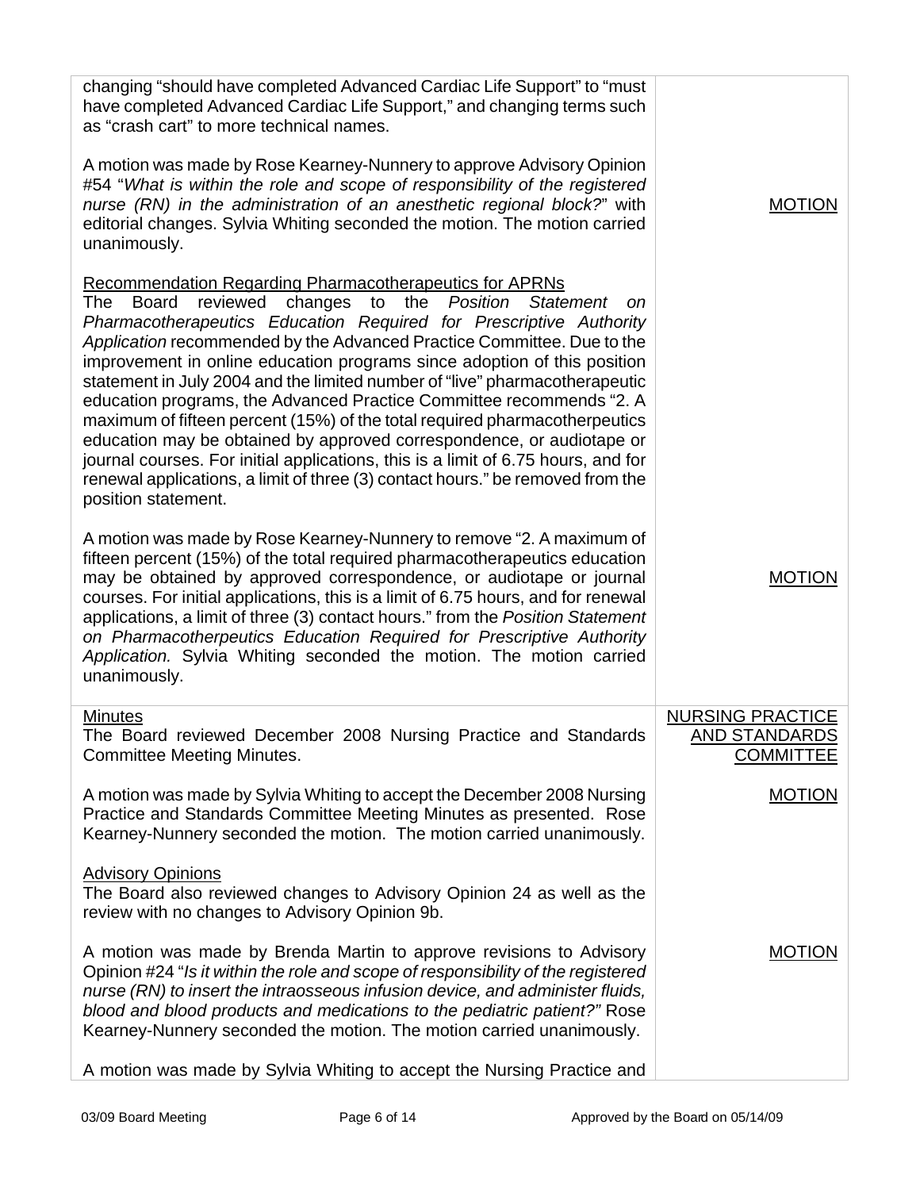| | |
|---|---|
| changing "should have completed Advanced Cardiac Life Support" to "must have completed Advanced Cardiac Life Support," and changing terms such as "crash cart" to more technical names.<br><br>A motion was made by Rose Kearney-Nunnery to approve Advisory Opinion #54 "*What is within the role and scope of responsibility of the registered nurse (RN) in the administration of an anesthetic regional block?*" with editorial changes. Sylvia Whiting seconded the motion. The motion carried unanimously.<br><br><u>Recommendation Regarding Pharmacotherapeutics for APRNs</u><br>The Board reviewed changes to the *Position Statement on Pharmacotherapeutics Education Required for Prescriptive Authority Application* recommended by the Advanced Practice Committee. Due to the improvement in online education programs since adoption of this position statement in July 2004 and the limited number of "live" pharmacotherapeutic education programs, the Advanced Practice Committee recommends "2. A maximum of fifteen percent (15%) of the total required pharmacotherpeutics education may be obtained by approved correspondence, or audiotape or journal courses. For initial applications, this is a limit of 6.75 hours, and for renewal applications, a limit of three (3) contact hours." be removed from the position statement.<br><br>A motion was made by Rose Kearney-Nunnery to remove "2. A maximum of fifteen percent (15%) of the total required pharmacotherapeutics education may be obtained by approved correspondence, or audiotape or journal courses. For initial applications, this is a limit of 6.75 hours, and for renewal applications, a limit of three (3) contact hours." from the *Position Statement on Pharmacotherpeutics Education Required for Prescriptive Authority Application.* Sylvia Whiting seconded the motion. The motion carried unanimously. | <u>MOTION</u><br><br><u>MOTION</u> |
| <u>Minutes</u><br>The Board reviewed December 2008 Nursing Practice and Standards Committee Meeting Minutes.<br><br>A motion was made by Sylvia Whiting to accept the December 2008 Nursing Practice and Standards Committee Meeting Minutes as presented. Rose Kearney-Nunnery seconded the motion. The motion carried unanimously.<br><br><u>Advisory Opinions</u><br>The Board also reviewed changes to Advisory Opinion 24 as well as the review with no changes to Advisory Opinion 9b.<br><br>A motion was made by Brenda Martin to approve revisions to Advisory Opinion #24 "*Is it within the role and scope of responsibility of the registered nurse (RN) to insert the intraosseous infusion device, and administer fluids, blood and blood products and medications to the pediatric patient?"* Rose Kearney-Nunnery seconded the motion. The motion carried unanimously.<br><br>A motion was made by Sylvia Whiting to accept the Nursing Practice and | <u>NURSING PRACTICE AND STANDARDS COMMITTEE</u><br><br><u>MOTION</u><br><br><u>MOTION</u> |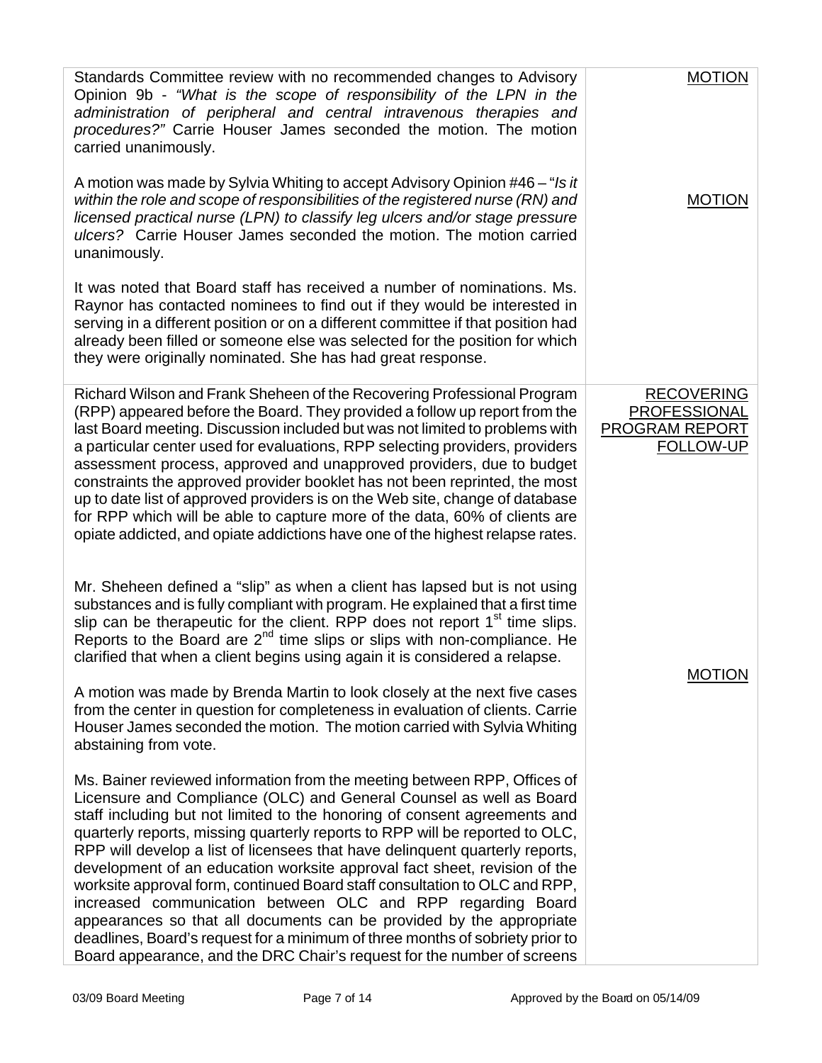| | |
|---|---|
| Standards Committee review with no recommended changes to Advisory Opinion 9b - *"What is the scope of responsibility of the LPN in the administration of peripheral and central intravenous therapies and procedures?"* Carrie Houser James seconded the motion. The motion carried unanimously.<br><br>A motion was made by Sylvia Whiting to accept Advisory Opinion #46 – "*Is it within the role and scope of responsibilities of the registered nurse (RN) and licensed practical nurse (LPN) to classify leg ulcers and/or stage pressure ulcers?* Carrie Houser James seconded the motion. The motion carried unanimously.<br><br>It was noted that Board staff has received a number of nominations. Ms. Raynor has contacted nominees to find out if they would be interested in serving in a different position or on a different committee if that position had already been filled or someone else was selected for the position for which they were originally nominated. She has had great response. | MOTION<br><br>MOTION |
| Richard Wilson and Frank Sheheen of the Recovering Professional Program (RPP) appeared before the Board. They provided a follow up report from the last Board meeting. Discussion included but was not limited to problems with a particular center used for evaluations, RPP selecting providers, providers assessment process, approved and unapproved providers, due to budget constraints the approved provider booklet has not been reprinted, the most up to date list of approved providers is on the Web site, change of database for RPP which will be able to capture more of the data, 60% of clients are opiate addicted, and opiate addictions have one of the highest relapse rates.<br><br>Mr. Sheheen defined a "slip" as when a client has lapsed but is not using substances and is fully compliant with program. He explained that a first time slip can be therapeutic for the client. RPP does not report 1st time slips. Reports to the Board are 2nd time slips or slips with non-compliance. He clarified that when a client begins using again it is considered a relapse.<br><br>A motion was made by Brenda Martin to look closely at the next five cases from the center in question for completeness in evaluation of clients. Carrie Houser James seconded the motion. The motion carried with Sylvia Whiting abstaining from vote.<br><br>Ms. Bainer reviewed information from the meeting between RPP, Offices of Licensure and Compliance (OLC) and General Counsel as well as Board staff including but not limited to the honoring of consent agreements and quarterly reports, missing quarterly reports to RPP will be reported to OLC, RPP will develop a list of licensees that have delinquent quarterly reports, development of an education worksite approval fact sheet, revision of the worksite approval form, continued Board staff consultation to OLC and RPP, increased communication between OLC and RPP regarding Board appearances so that all documents can be provided by the appropriate deadlines, Board's request for a minimum of three months of sobriety prior to Board appearance, and the DRC Chair's request for the number of screens | RECOVERING PROFESSIONAL PROGRAM REPORT FOLLOW-UP<br><br>MOTION |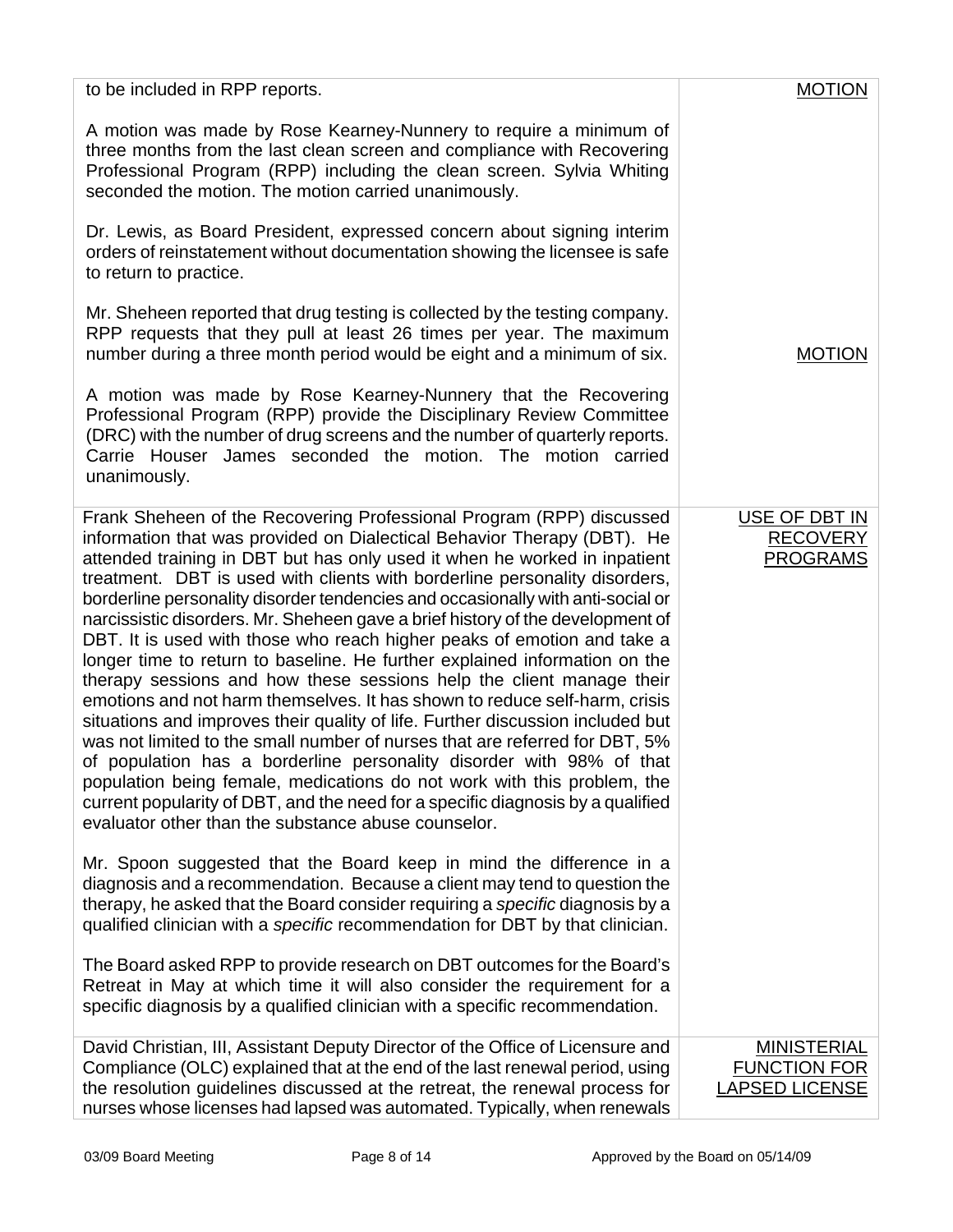| | |
|---|---|
| to be included in RPP reports.<br><br>A motion was made by Rose Kearney-Nunnery to require a minimum of three months from the last clean screen and compliance with Recovering Professional Program (RPP) including the clean screen. Sylvia Whiting seconded the motion. The motion carried unanimously.<br><br>Dr. Lewis, as Board President, expressed concern about signing interim orders of reinstatement without documentation showing the licensee is safe to return to practice.<br><br>Mr. Sheheen reported that drug testing is collected by the testing company. RPP requests that they pull at least 26 times per year. The maximum number during a three month period would be eight and a minimum of six.<br><br>A motion was made by Rose Kearney-Nunnery that the Recovering Professional Program (RPP) provide the Disciplinary Review Committee (DRC) with the number of drug screens and the number of quarterly reports. Carrie Houser James seconded the motion. The motion carried unanimously. | MOTION<br><br><br><br><br><br><br><br><br><br>MOTION |
| Frank Sheheen of the Recovering Professional Program (RPP) discussed information that was provided on Dialectical Behavior Therapy (DBT). He attended training in DBT but has only used it when he worked in inpatient treatment. DBT is used with clients with borderline personality disorders, borderline personality disorder tendencies and occasionally with anti-social or narcissistic disorders. Mr. Sheheen gave a brief history of the development of DBT. It is used with those who reach higher peaks of emotion and take a longer time to return to baseline. He further explained information on the therapy sessions and how these sessions help the client manage their emotions and not harm themselves. It has shown to reduce self-harm, crisis situations and improves their quality of life. Further discussion included but was not limited to the small number of nurses that are referred for DBT, 5% of population has a borderline personality disorder with 98% of that population being female, medications do not work with this problem, the current popularity of DBT, and the need for a specific diagnosis by a qualified evaluator other than the substance abuse counselor.<br><br>Mr. Spoon suggested that the Board keep in mind the difference in a diagnosis and a recommendation. Because a client may tend to question the therapy, he asked that the Board consider requiring a *specific* diagnosis by a qualified clinician with a *specific* recommendation for DBT by that clinician.<br><br>The Board asked RPP to provide research on DBT outcomes for the Board's Retreat in May at which time it will also consider the requirement for a specific diagnosis by a qualified clinician with a specific recommendation. | USE OF DBT IN RECOVERY PROGRAMS |
| David Christian, III, Assistant Deputy Director of the Office of Licensure and Compliance (OLC) explained that at the end of the last renewal period, using the resolution guidelines discussed at the retreat, the renewal process for nurses whose licenses had lapsed was automated. Typically, when renewals | MINISTERIAL FUNCTION FOR LAPSED LICENSE |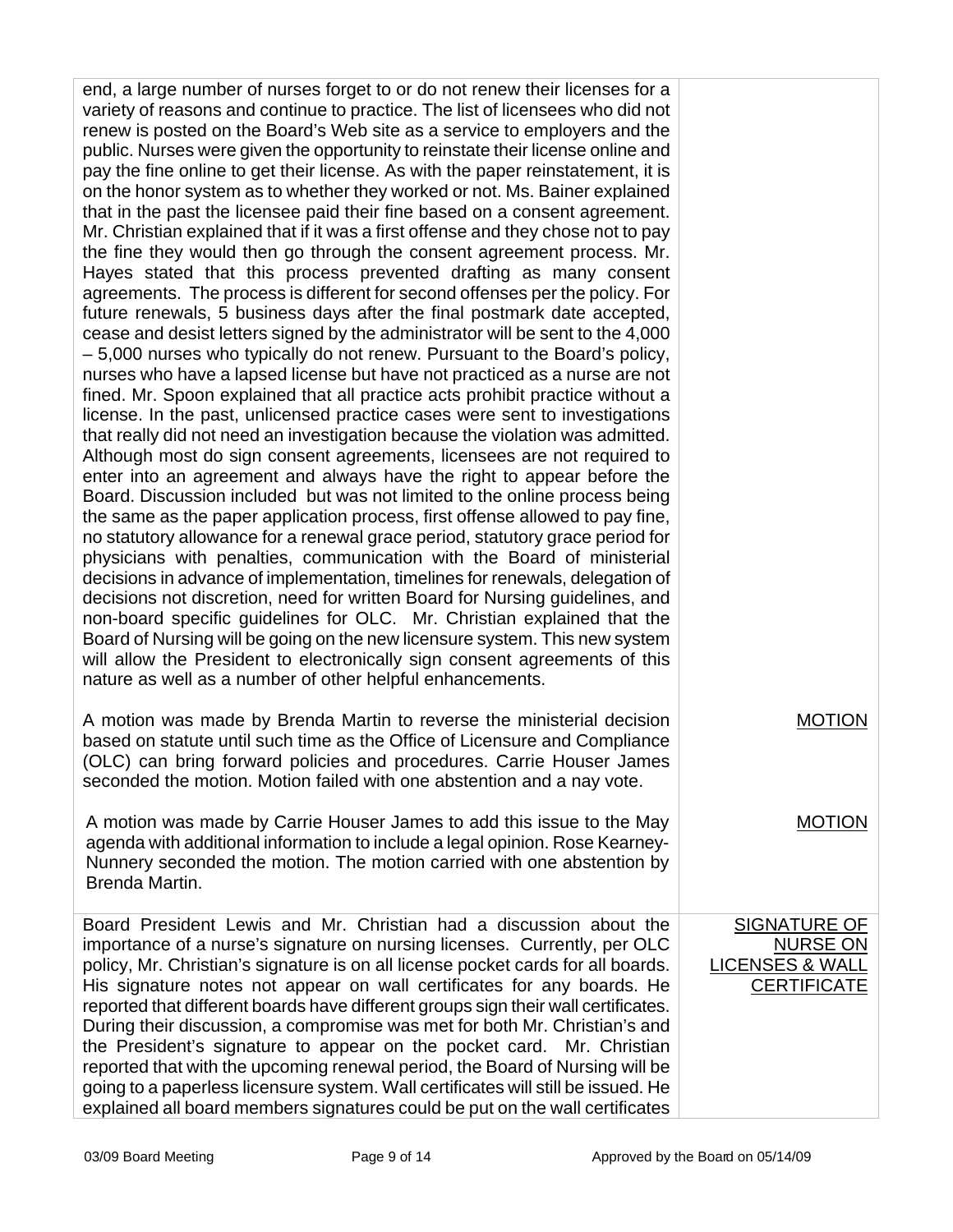| | |
|---|---|
| end, a large number of nurses forget to or do not renew their licenses for a variety of reasons and continue to practice. The list of licensees who did not renew is posted on the Board's Web site as a service to employers and the public. Nurses were given the opportunity to reinstate their license online and pay the fine online to get their license. As with the paper reinstatement, it is on the honor system as to whether they worked or not. Ms. Bainer explained that in the past the licensee paid their fine based on a consent agreement. Mr. Christian explained that if it was a first offense and they chose not to pay the fine they would then go through the consent agreement process. Mr. Hayes stated that this process prevented drafting as many consent agreements. The process is different for second offenses per the policy. For future renewals, 5 business days after the final postmark date accepted, cease and desist letters signed by the administrator will be sent to the 4,000 – 5,000 nurses who typically do not renew. Pursuant to the Board's policy, nurses who have a lapsed license but have not practiced as a nurse are not fined. Mr. Spoon explained that all practice acts prohibit practice without a license. In the past, unlicensed practice cases were sent to investigations that really did not need an investigation because the violation was admitted. Although most do sign consent agreements, licensees are not required to enter into an agreement and always have the right to appear before the Board. Discussion included but was not limited to the online process being the same as the paper application process, first offense allowed to pay fine, no statutory allowance for a renewal grace period, statutory grace period for physicians with penalties, communication with the Board of ministerial decisions in advance of implementation, timelines for renewals, delegation of decisions not discretion, need for written Board for Nursing guidelines, and non-board specific guidelines for OLC. Mr. Christian explained that the Board of Nursing will be going on the new licensure system. This new system will allow the President to electronically sign consent agreements of this nature as well as a number of other helpful enhancements. | |
| A motion was made by Brenda Martin to reverse the ministerial decision based on statute until such time as the Office of Licensure and Compliance (OLC) can bring forward policies and procedures. Carrie Houser James seconded the motion. Motion failed with one abstention and a nay vote. | MOTION |
| A motion was made by Carrie Houser James to add this issue to the May agenda with additional information to include a legal opinion. Rose Kearney-Nunnery seconded the motion. The motion carried with one abstention by Brenda Martin. | MOTION |
| Board President Lewis and Mr. Christian had a discussion about the importance of a nurse's signature on nursing licenses. Currently, per OLC policy, Mr. Christian's signature is on all license pocket cards for all boards. His signature notes not appear on wall certificates for any boards. He reported that different boards have different groups sign their wall certificates. During their discussion, a compromise was met for both Mr. Christian's and the President's signature to appear on the pocket card. Mr. Christian reported that with the upcoming renewal period, the Board of Nursing will be going to a paperless licensure system. Wall certificates will still be issued. He explained all board members signatures could be put on the wall certificates | SIGNATURE OF NURSE ON LICENSES & WALL CERTIFICATE |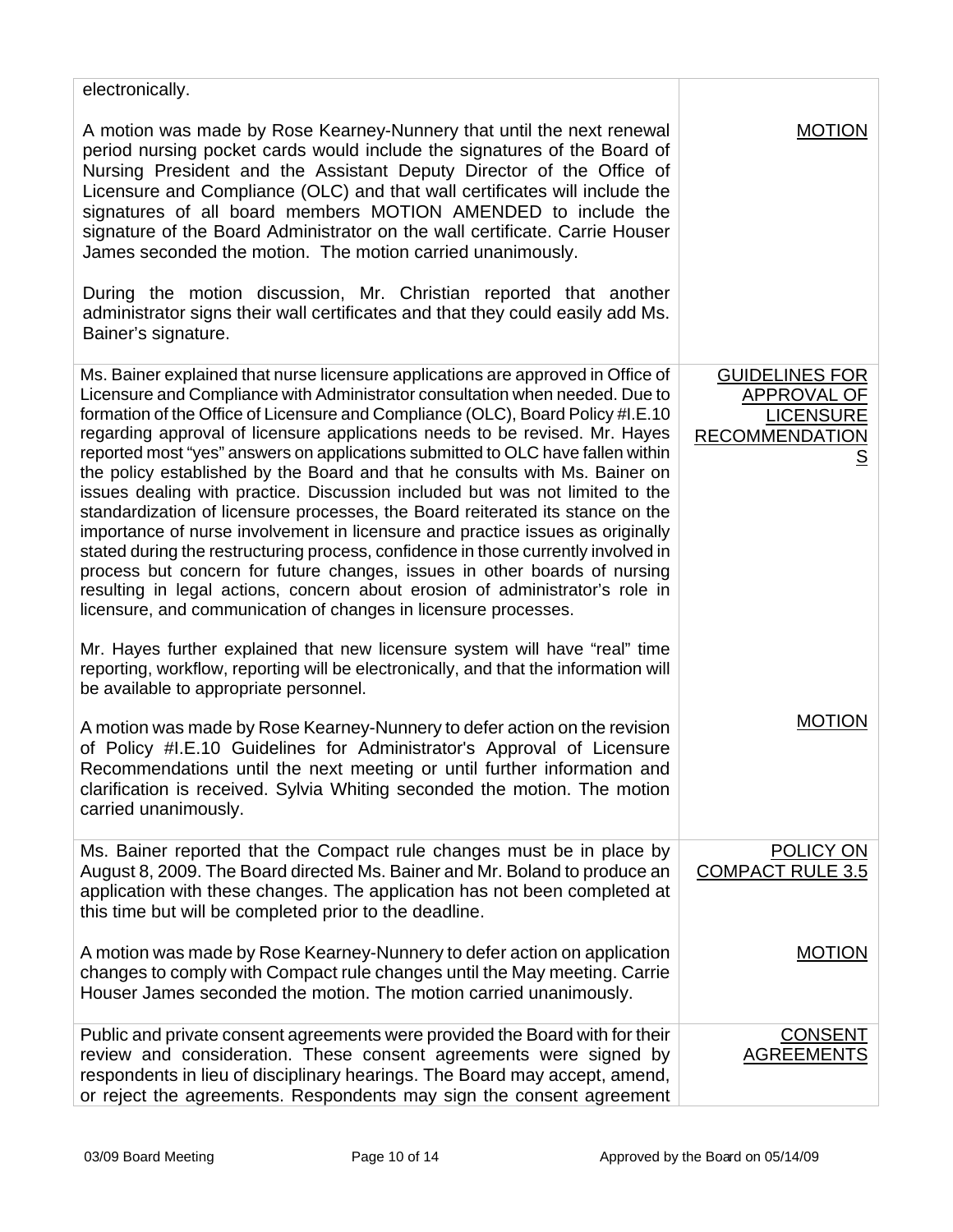| | |
|---|---|
| electronically. | |
| A motion was made by Rose Kearney-Nunnery that until the next renewal period nursing pocket cards would include the signatures of the Board of Nursing President and the Assistant Deputy Director of the Office of Licensure and Compliance (OLC) and that wall certificates will include the signatures of all board members MOTION AMENDED to include the signature of the Board Administrator on the wall certificate. Carrie Houser James seconded the motion. The motion carried unanimously.<br><br>During the motion discussion, Mr. Christian reported that another administrator signs their wall certificates and that they could easily add Ms. Bainer's signature. | <u>MOTION</u> |
| Ms. Bainer explained that nurse licensure applications are approved in Office of Licensure and Compliance with Administrator consultation when needed. Due to formation of the Office of Licensure and Compliance (OLC), Board Policy #I.E.10 regarding approval of licensure applications needs to be revised. Mr. Hayes reported most "yes" answers on applications submitted to OLC have fallen within the policy established by the Board and that he consults with Ms. Bainer on issues dealing with practice. Discussion included but was not limited to the standardization of licensure processes, the Board reiterated its stance on the importance of nurse involvement in licensure and practice issues as originally stated during the restructuring process, confidence in those currently involved in process but concern for future changes, issues in other boards of nursing resulting in legal actions, concern about erosion of administrator's role in licensure, and communication of changes in licensure processes.<br><br>Mr. Hayes further explained that new licensure system will have "real" time reporting, workflow, reporting will be electronically, and that the information will be available to appropriate personnel. | <u>GUIDELINES FOR APPROVAL OF LICENSURE RECOMMENDATIONS</u> |
| A motion was made by Rose Kearney-Nunnery to defer action on the revision of Policy #I.E.10 Guidelines for Administrator's Approval of Licensure Recommendations until the next meeting or until further information and clarification is received. Sylvia Whiting seconded the motion. The motion carried unanimously. | <u>MOTION</u> |
| Ms. Bainer reported that the Compact rule changes must be in place by August 8, 2009. The Board directed Ms. Bainer and Mr. Boland to produce an application with these changes. The application has not been completed at this time but will be completed prior to the deadline. | <u>POLICY ON COMPACT RULE 3.5</u> |
| A motion was made by Rose Kearney-Nunnery to defer action on application changes to comply with Compact rule changes until the May meeting. Carrie Houser James seconded the motion. The motion carried unanimously. | <u>MOTION</u> |
| Public and private consent agreements were provided the Board with for their review and consideration. These consent agreements were signed by respondents in lieu of disciplinary hearings. The Board may accept, amend, or reject the agreements. Respondents may sign the consent agreement | <u>CONSENT AGREEMENTS</u> |

03/09 Board Meeting — Approved by the Board on 05/14/09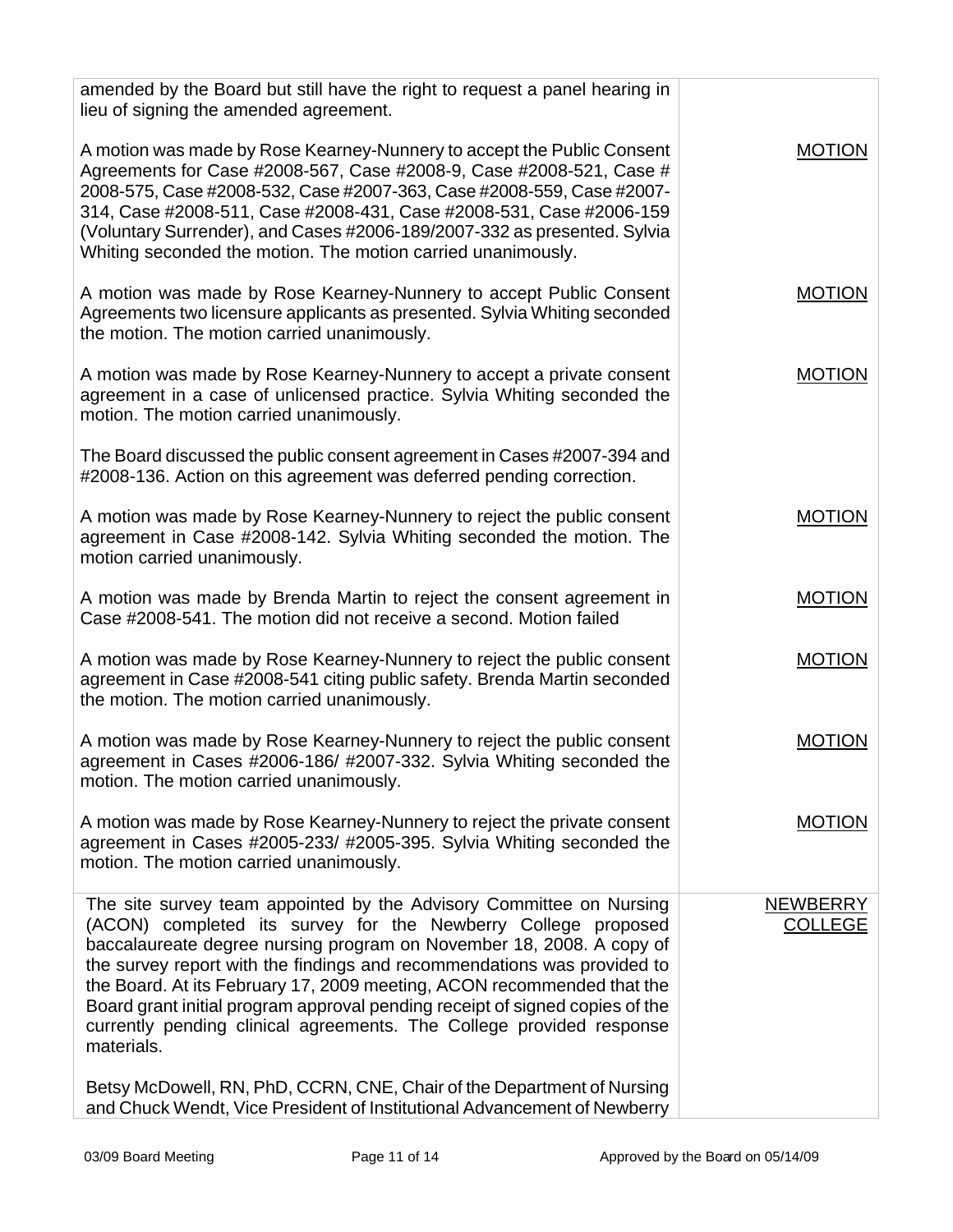| | |
|---|---|
| amended by the Board but still have the right to request a panel hearing in lieu of signing the amended agreement.<br><br>A motion was made by Rose Kearney-Nunnery to accept the Public Consent Agreements for Case #2008-567, Case #2008-9, Case #2008-521, Case # 2008-575, Case #2008-532, Case #2007-363, Case #2008-559, Case #2007-314, Case #2008-511, Case #2008-431, Case #2008-531, Case #2006-159 (Voluntary Surrender), and Cases #2006-189/2007-332 as presented. Sylvia Whiting seconded the motion. The motion carried unanimously. | <u>MOTION</u> |
| A motion was made by Rose Kearney-Nunnery to accept Public Consent Agreements two licensure applicants as presented. Sylvia Whiting seconded the motion. The motion carried unanimously. | <u>MOTION</u> |
| A motion was made by Rose Kearney-Nunnery to accept a private consent agreement in a case of unlicensed practice. Sylvia Whiting seconded the motion. The motion carried unanimously. | <u>MOTION</u> |
| The Board discussed the public consent agreement in Cases #2007-394 and #2008-136. Action on this agreement was deferred pending correction. | |
| A motion was made by Rose Kearney-Nunnery to reject the public consent agreement in Case #2008-142. Sylvia Whiting seconded the motion. The motion carried unanimously. | <u>MOTION</u> |
| A motion was made by Brenda Martin to reject the consent agreement in Case #2008-541. The motion did not receive a second. Motion failed | <u>MOTION</u> |
| A motion was made by Rose Kearney-Nunnery to reject the public consent agreement in Case #2008-541 citing public safety. Brenda Martin seconded the motion. The motion carried unanimously. | <u>MOTION</u> |
| A motion was made by Rose Kearney-Nunnery to reject the public consent agreement in Cases #2006-186/ #2007-332. Sylvia Whiting seconded the motion. The motion carried unanimously. | <u>MOTION</u> |
| A motion was made by Rose Kearney-Nunnery to reject the private consent agreement in Cases #2005-233/ #2005-395. Sylvia Whiting seconded the motion. The motion carried unanimously. | <u>MOTION</u> |
| The site survey team appointed by the Advisory Committee on Nursing (ACON) completed its survey for the Newberry College proposed baccalaureate degree nursing program on November 18, 2008. A copy of the survey report with the findings and recommendations was provided to the Board. At its February 17, 2009 meeting, ACON recommended that the Board grant initial program approval pending receipt of signed copies of the currently pending clinical agreements. The College provided response materials.<br><br>Betsy McDowell, RN, PhD, CCRN, CNE, Chair of the Department of Nursing and Chuck Wendt, Vice President of Institutional Advancement of Newberry | <u>NEWBERRY COLLEGE</u> |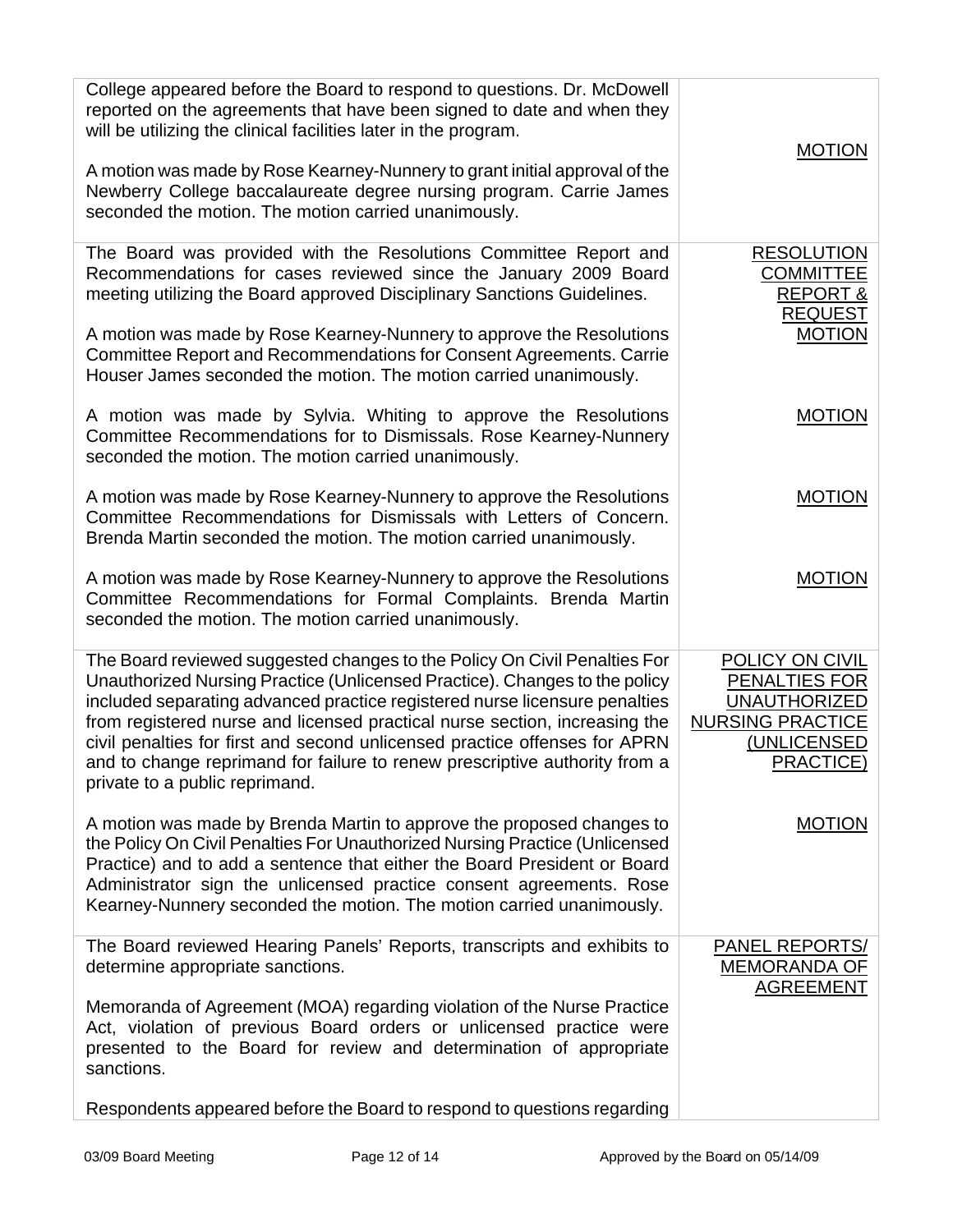| | |
|---|---|
| College appeared before the Board to respond to questions. Dr. McDowell reported on the agreements that have been signed to date and when they will be utilizing the clinical facilities later in the program.<br><br>A motion was made by Rose Kearney-Nunnery to grant initial approval of the Newberry College baccalaureate degree nursing program. Carrie James seconded the motion. The motion carried unanimously. | MOTION |
| The Board was provided with the Resolutions Committee Report and Recommendations for cases reviewed since the January 2009 Board meeting utilizing the Board approved Disciplinary Sanctions Guidelines.<br><br>A motion was made by Rose Kearney-Nunnery to approve the Resolutions Committee Report and Recommendations for Consent Agreements. Carrie Houser James seconded the motion. The motion carried unanimously.<br><br>A motion was made by Sylvia. Whiting to approve the Resolutions Committee Recommendations for to Dismissals. Rose Kearney-Nunnery seconded the motion. The motion carried unanimously.<br><br>A motion was made by Rose Kearney-Nunnery to approve the Resolutions Committee Recommendations for Dismissals with Letters of Concern. Brenda Martin seconded the motion. The motion carried unanimously.<br><br>A motion was made by Rose Kearney-Nunnery to approve the Resolutions Committee Recommendations for Formal Complaints. Brenda Martin seconded the motion. The motion carried unanimously. | RESOLUTION COMMITTEE REPORT & REQUEST<br>MOTION<br><br>MOTION<br><br>MOTION<br><br>MOTION |
| The Board reviewed suggested changes to the Policy On Civil Penalties For Unauthorized Nursing Practice (Unlicensed Practice). Changes to the policy included separating advanced practice registered nurse licensure penalties from registered nurse and licensed practical nurse section, increasing the civil penalties for first and second unlicensed practice offenses for APRN and to change reprimand for failure to renew prescriptive authority from a private to a public reprimand.<br><br>A motion was made by Brenda Martin to approve the proposed changes to the Policy On Civil Penalties For Unauthorized Nursing Practice (Unlicensed Practice) and to add a sentence that either the Board President or Board Administrator sign the unlicensed practice consent agreements. Rose Kearney-Nunnery seconded the motion. The motion carried unanimously. | POLICY ON CIVIL PENALTIES FOR UNAUTHORIZED NURSING PRACTICE (UNLICENSED PRACTICE)<br><br>MOTION |
| The Board reviewed Hearing Panels' Reports, transcripts and exhibits to determine appropriate sanctions.<br><br>Memoranda of Agreement (MOA) regarding violation of the Nurse Practice Act, violation of previous Board orders or unlicensed practice were presented to the Board for review and determination of appropriate sanctions.<br><br>Respondents appeared before the Board to respond to questions regarding | PANEL REPORTS/ MEMORANDA OF AGREEMENT |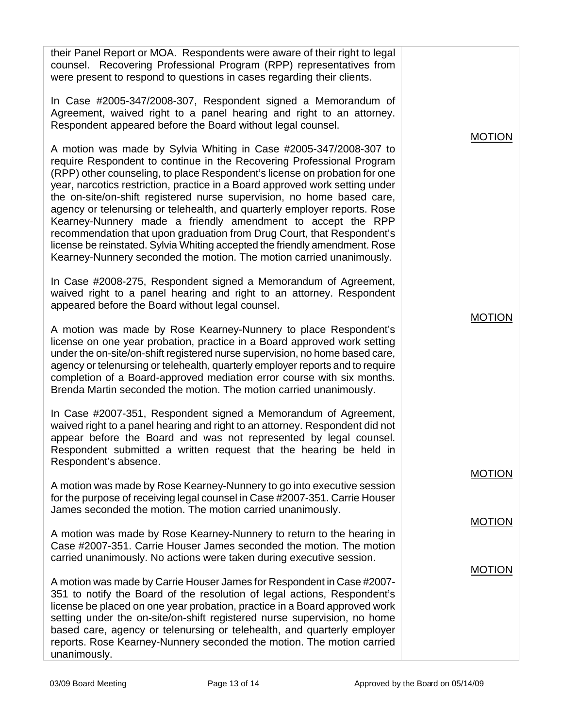| | |
|---|---|
| their Panel Report or MOA. Respondents were aware of their right to legal counsel. Recovering Professional Program (RPP) representatives from were present to respond to questions in cases regarding their clients. | |
| In Case #2005-347/2008-307, Respondent signed a Memorandum of Agreement, waived right to a panel hearing and right to an attorney. Respondent appeared before the Board without legal counsel. | |
| A motion was made by Sylvia Whiting in Case #2005-347/2008-307 to require Respondent to continue in the Recovering Professional Program (RPP) other counseling, to place Respondent's license on probation for one year, narcotics restriction, practice in a Board approved work setting under the on-site/on-shift registered nurse supervision, no home based care, agency or telenursing or telehealth, and quarterly employer reports. Rose Kearney-Nunnery made a friendly amendment to accept the RPP recommendation that upon graduation from Drug Court, that Respondent's license be reinstated. Sylvia Whiting accepted the friendly amendment. Rose Kearney-Nunnery seconded the motion. The motion carried unanimously. | MOTION |
| In Case #2008-275, Respondent signed a Memorandum of Agreement, waived right to a panel hearing and right to an attorney. Respondent appeared before the Board without legal counsel. | |
| A motion was made by Rose Kearney-Nunnery to place Respondent's license on one year probation, practice in a Board approved work setting under the on-site/on-shift registered nurse supervision, no home based care, agency or telenursing or telehealth, quarterly employer reports and to require completion of a Board-approved mediation error course with six months. Brenda Martin seconded the motion. The motion carried unanimously. | MOTION |
| In Case #2007-351, Respondent signed a Memorandum of Agreement, waived right to a panel hearing and right to an attorney. Respondent did not appear before the Board and was not represented by legal counsel. Respondent submitted a written request that the hearing be held in Respondent's absence. | |
| A motion was made by Rose Kearney-Nunnery to go into executive session for the purpose of receiving legal counsel in Case #2007-351. Carrie Houser James seconded the motion. The motion carried unanimously. | MOTION |
| A motion was made by Rose Kearney-Nunnery to return to the hearing in Case #2007-351. Carrie Houser James seconded the motion. The motion carried unanimously. No actions were taken during executive session. | MOTION |
| A motion was made by Carrie Houser James for Respondent in Case #2007-351 to notify the Board of the resolution of legal actions, Respondent's license be placed on one year probation, practice in a Board approved work setting under the on-site/on-shift registered nurse supervision, no home based care, agency or telenursing or telehealth, and quarterly employer reports. Rose Kearney-Nunnery seconded the motion. The motion carried unanimously. | MOTION |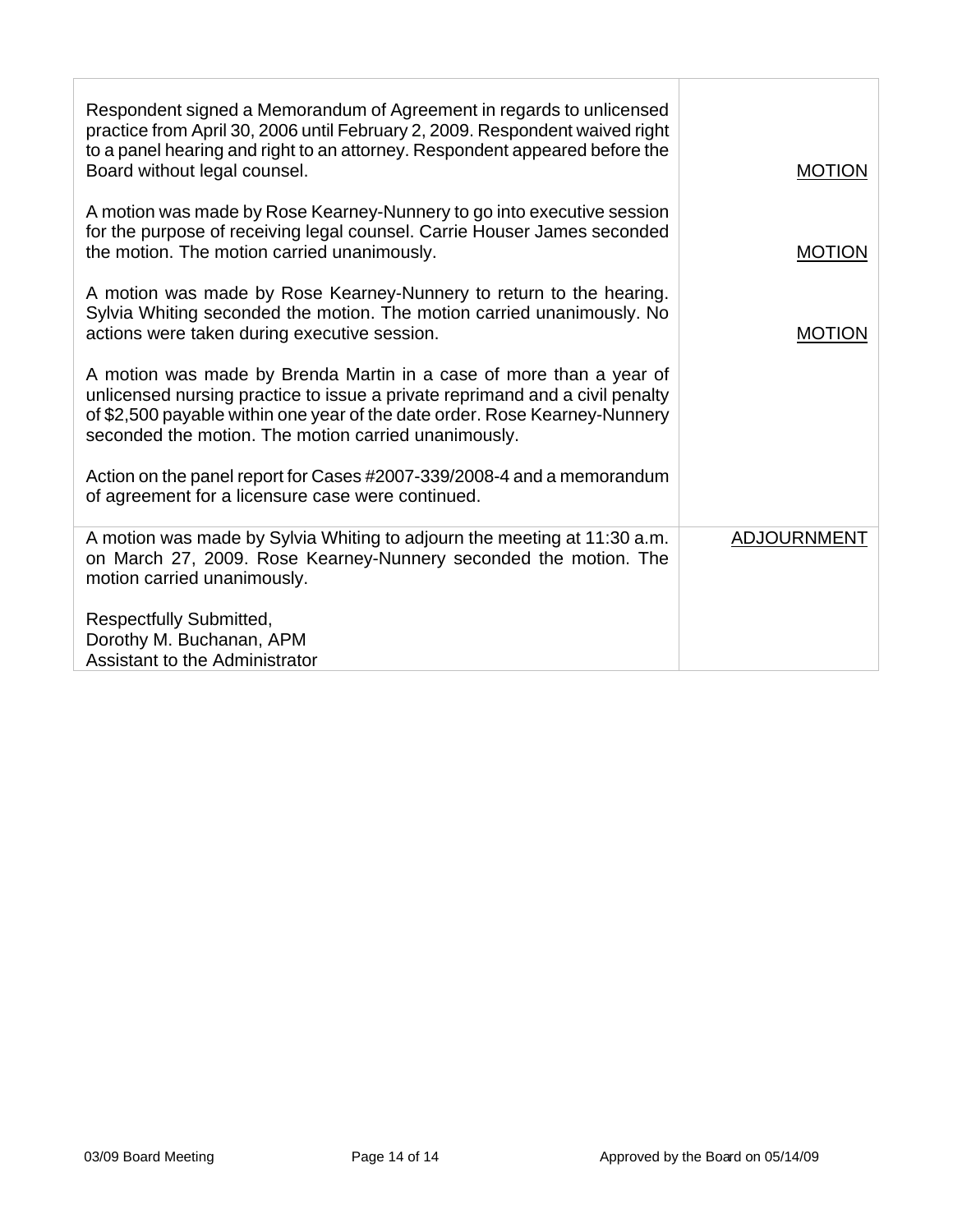| | |
|---|---|
| Respondent signed a Memorandum of Agreement in regards to unlicensed practice from April 30, 2006 until February 2, 2009. Respondent waived right to a panel hearing and right to an attorney. Respondent appeared before the Board without legal counsel. | |
| A motion was made by Rose Kearney-Nunnery to go into executive session for the purpose of receiving legal counsel. Carrie Houser James seconded the motion. The motion carried unanimously. | MOTION |
| A motion was made by Rose Kearney-Nunnery to return to the hearing. Sylvia Whiting seconded the motion. The motion carried unanimously. No actions were taken during executive session. | MOTION |
| A motion was made by Brenda Martin in a case of more than a year of unlicensed nursing practice to issue a private reprimand and a civil penalty of $2,500 payable within one year of the date order. Rose Kearney-Nunnery seconded the motion. The motion carried unanimously. | MOTION |
| Action on the panel report for Cases #2007-339/2008-4 and a memorandum of agreement for a licensure case were continued. | |
| A motion was made by Sylvia Whiting to adjourn the meeting at 11:30 a.m. on March 27, 2009. Rose Kearney-Nunnery seconded the motion. The motion carried unanimously.<br><br>Respectfully Submitted,<br>Dorothy M. Buchanan, APM<br>Assistant to the Administrator | ADJOURNMENT |

03/09 Board Meeting | Approved by the Board on 05/14/09